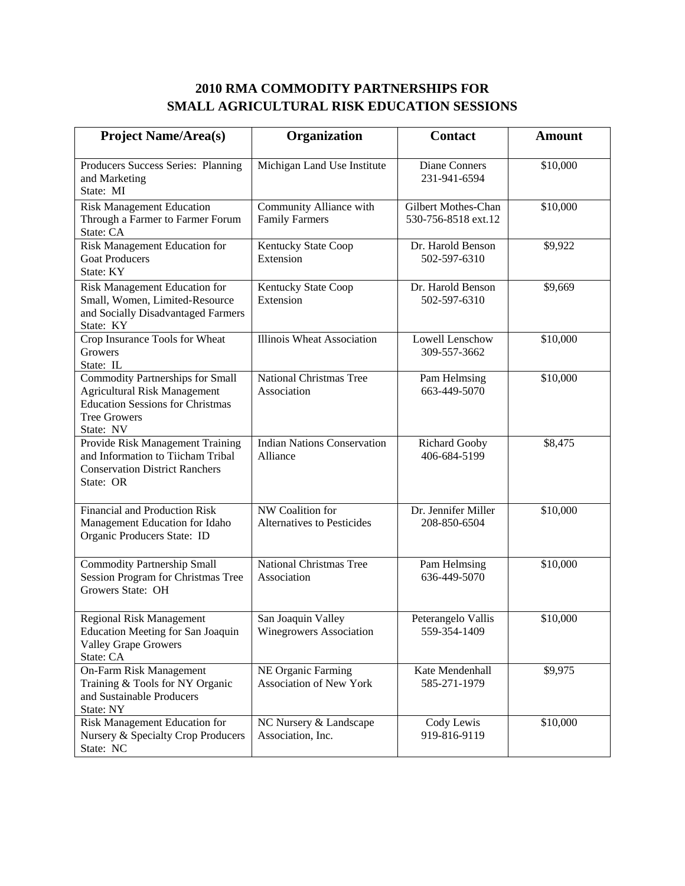# 2010 RMA COMMODITY PARTNERSHIPS FOR SMALL AGRICULTURAL RISK EDUCATION SESSIONS

| Project Name/Area(s) | Organization | Contact | Amount |
|---|---|---|---|
| Producers Success Series: Planning and Marketing<br>State: MI | Michigan Land Use Institute | Diane Conners<br>231-941-6594 | $10,000 |
| Risk Management Education Through a Farmer to Farmer Forum<br>State: CA | Community Alliance with Family Farmers | Gilbert Mothes-Chan<br>530-756-8518 ext.12 | $10,000 |
| Risk Management Education for Goat Producers<br>State: KY | Kentucky State Coop Extension | Dr. Harold Benson<br>502-597-6310 | $9,922 |
| Risk Management Education for Small, Women, Limited-Resource and Socially Disadvantaged Farmers<br>State: KY | Kentucky State Coop Extension | Dr. Harold Benson<br>502-597-6310 | $9,669 |
| Crop Insurance Tools for Wheat Growers<br>State: IL | Illinois Wheat Association | Lowell Lenschow<br>309-557-3662 | $10,000 |
| Commodity Partnerships for Small Agricultural Risk Management Education Sessions for Christmas Tree Growers<br>State: NV | National Christmas Tree Association | Pam Helmsing<br>663-449-5070 | $10,000 |
| Provide Risk Management Training and Information to Tiicham Tribal Conservation District Ranchers<br>State: OR | Indian Nations Conservation Alliance | Richard Gooby<br>406-684-5199 | $8,475 |
| Financial and Production Risk Management Education for Idaho Organic Producers State: ID | NW Coalition for Alternatives to Pesticides | Dr. Jennifer Miller<br>208-850-6504 | $10,000 |
| Commodity Partnership Small Session Program for Christmas Tree Growers State: OH | National Christmas Tree Association | Pam Helmsing<br>636-449-5070 | $10,000 |
| Regional Risk Management Education Meeting for San Joaquin Valley Grape Growers<br>State: CA | San Joaquin Valley Winegrowers Association | Peterangelo Vallis<br>559-354-1409 | $10,000 |
| On-Farm Risk Management Training & Tools for NY Organic and Sustainable Producers<br>State: NY | NE Organic Farming Association of New York | Kate Mendenhall<br>585-271-1979 | $9,975 |
| Risk Management Education for Nursery & Specialty Crop Producers<br>State: NC | NC Nursery & Landscape Association, Inc. | Cody Lewis<br>919-816-9119 | $10,000 |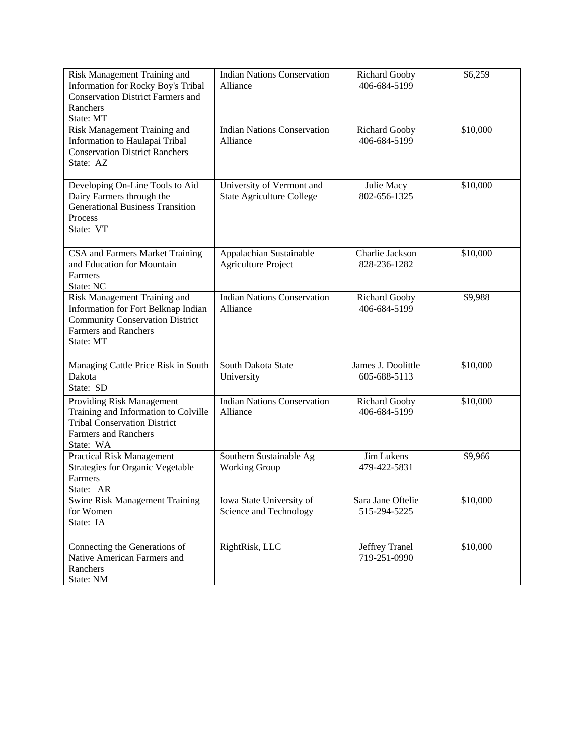| | | | |
|---|---|---|---|
| Risk Management Training and Information for Rocky Boy's Tribal Conservation District Farmers and Ranchers<br>State: MT | Indian Nations Conservation Alliance | Richard Gooby<br>406-684-5199 | $6,259 |
| Risk Management Training and Information to Haulapai Tribal Conservation District Ranchers<br>State: AZ | Indian Nations Conservation Alliance | Richard Gooby<br>406-684-5199 | $10,000 |
| Developing On-Line Tools to Aid Dairy Farmers through the Generational Business Transition Process<br>State: VT | University of Vermont and State Agriculture College | Julie Macy<br>802-656-1325 | $10,000 |
| CSA and Farmers Market Training and Education for Mountain Farmers<br>State: NC | Appalachian Sustainable Agriculture Project | Charlie Jackson<br>828-236-1282 | $10,000 |
| Risk Management Training and Information for Fort Belknap Indian Community Conservation District Farmers and Ranchers<br>State: MT | Indian Nations Conservation Alliance | Richard Gooby<br>406-684-5199 | $9,988 |
| Managing Cattle Price Risk in South Dakota<br>State: SD | South Dakota State University | James J. Doolittle<br>605-688-5113 | $10,000 |
| Providing Risk Management Training and Information to Colville Tribal Conservation District Farmers and Ranchers<br>State: WA | Indian Nations Conservation Alliance | Richard Gooby<br>406-684-5199 | $10,000 |
| Practical Risk Management Strategies for Organic Vegetable Farmers<br>State: AR | Southern Sustainable Ag Working Group | Jim Lukens<br>479-422-5831 | $9,966 |
| Swine Risk Management Training for Women<br>State: IA | Iowa State University of Science and Technology | Sara Jane Oftelie<br>515-294-5225 | $10,000 |
| Connecting the Generations of Native American Farmers and Ranchers<br>State: NM | RightRisk, LLC | Jeffrey Tranel<br>719-251-0990 | $10,000 |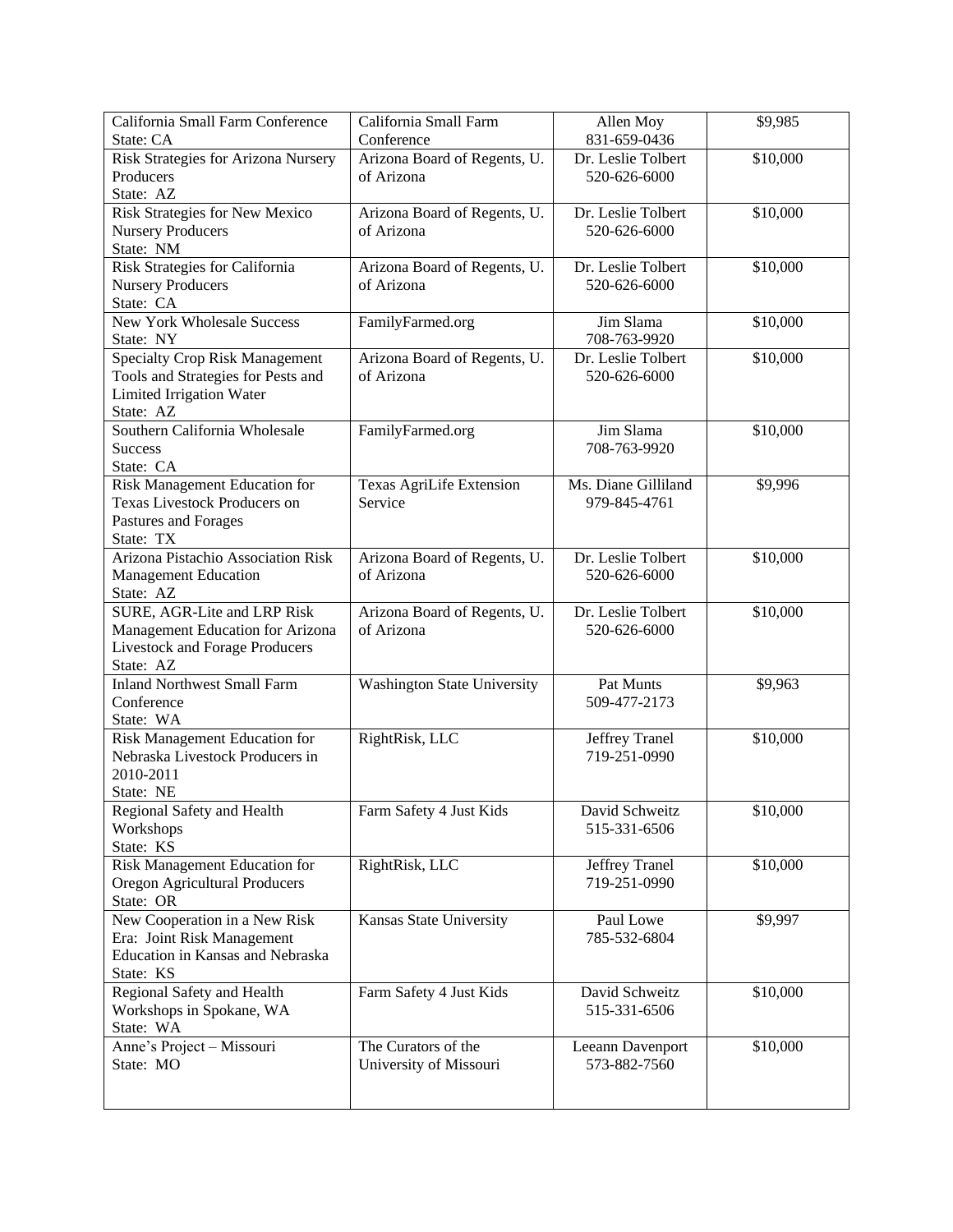| | | | |
|---|---|---|---|
| California Small Farm Conference<br>State: CA | California Small Farm Conference | Allen Moy<br>831-659-0436 | $9,985 |
| Risk Strategies for Arizona Nursery Producers<br>State: AZ | Arizona Board of Regents, U. of Arizona | Dr. Leslie Tolbert<br>520-626-6000 | $10,000 |
| Risk Strategies for New Mexico Nursery Producers<br>State: NM | Arizona Board of Regents, U. of Arizona | Dr. Leslie Tolbert<br>520-626-6000 | $10,000 |
| Risk Strategies for California Nursery Producers<br>State: CA | Arizona Board of Regents, U. of Arizona | Dr. Leslie Tolbert<br>520-626-6000 | $10,000 |
| New York Wholesale Success<br>State: NY | FamilyFarmed.org | Jim Slama<br>708-763-9920 | $10,000 |
| Specialty Crop Risk Management Tools and Strategies for Pests and Limited Irrigation Water<br>State: AZ | Arizona Board of Regents, U. of Arizona | Dr. Leslie Tolbert<br>520-626-6000 | $10,000 |
| Southern California Wholesale Success<br>State: CA | FamilyFarmed.org | Jim Slama<br>708-763-9920 | $10,000 |
| Risk Management Education for Texas Livestock Producers on Pastures and Forages<br>State: TX | Texas AgriLife Extension Service | Ms. Diane Gilliland<br>979-845-4761 | $9,996 |
| Arizona Pistachio Association Risk Management Education<br>State: AZ | Arizona Board of Regents, U. of Arizona | Dr. Leslie Tolbert<br>520-626-6000 | $10,000 |
| SURE, AGR-Lite and LRP Risk Management Education for Arizona Livestock and Forage Producers<br>State: AZ | Arizona Board of Regents, U. of Arizona | Dr. Leslie Tolbert<br>520-626-6000 | $10,000 |
| Inland Northwest Small Farm Conference<br>State: WA | Washington State University | Pat Munts<br>509-477-2173 | $9,963 |
| Risk Management Education for Nebraska Livestock Producers in 2010-2011<br>State: NE | RightRisk, LLC | Jeffrey Tranel<br>719-251-0990 | $10,000 |
| Regional Safety and Health Workshops<br>State: KS | Farm Safety 4 Just Kids | David Schweitz<br>515-331-6506 | $10,000 |
| Risk Management Education for Oregon Agricultural Producers<br>State: OR | RightRisk, LLC | Jeffrey Tranel<br>719-251-0990 | $10,000 |
| New Cooperation in a New Risk Era: Joint Risk Management Education in Kansas and Nebraska<br>State: KS | Kansas State University | Paul Lowe<br>785-532-6804 | $9,997 |
| Regional Safety and Health Workshops in Spokane, WA<br>State: WA | Farm Safety 4 Just Kids | David Schweitz<br>515-331-6506 | $10,000 |
| Anne's Project – Missouri<br>State: MO | The Curators of the University of Missouri | Leeann Davenport<br>573-882-7560 | $10,000 |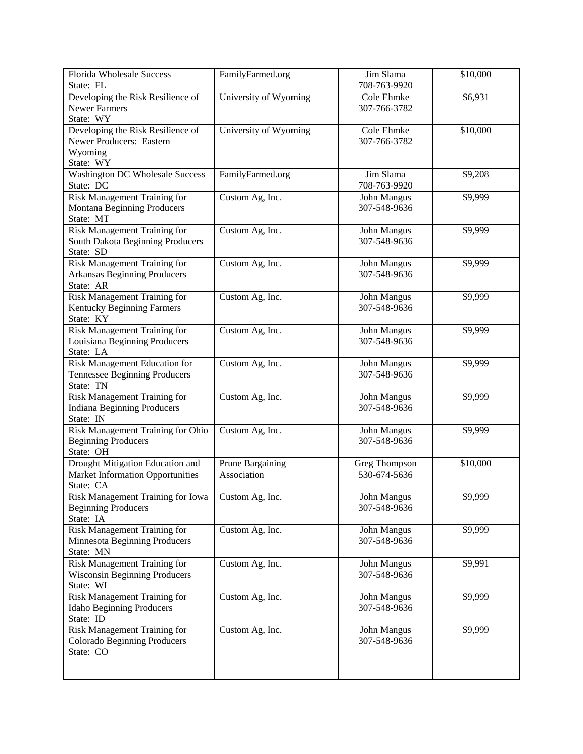| | | | |
|---|---|---|---|
| Florida Wholesale Success<br>State: FL | FamilyFarmed.org | Jim Slama<br>708-763-9920 | $10,000 |
| Developing the Risk Resilience of Newer Farmers<br>State: WY | University of Wyoming | Cole Ehmke<br>307-766-3782 | $6,931 |
| Developing the Risk Resilience of Newer Producers: Eastern Wyoming<br>State: WY | University of Wyoming | Cole Ehmke<br>307-766-3782 | $10,000 |
| Washington DC Wholesale Success<br>State: DC | FamilyFarmed.org | Jim Slama<br>708-763-9920 | $9,208 |
| Risk Management Training for Montana Beginning Producers<br>State: MT | Custom Ag, Inc. | John Mangus<br>307-548-9636 | $9,999 |
| Risk Management Training for South Dakota Beginning Producers<br>State: SD | Custom Ag, Inc. | John Mangus<br>307-548-9636 | $9,999 |
| Risk Management Training for Arkansas Beginning Producers<br>State: AR | Custom Ag, Inc. | John Mangus<br>307-548-9636 | $9,999 |
| Risk Management Training for Kentucky Beginning Farmers<br>State: KY | Custom Ag, Inc. | John Mangus<br>307-548-9636 | $9,999 |
| Risk Management Training for Louisiana Beginning Producers<br>State: LA | Custom Ag, Inc. | John Mangus<br>307-548-9636 | $9,999 |
| Risk Management Education for Tennessee Beginning Producers<br>State: TN | Custom Ag, Inc. | John Mangus<br>307-548-9636 | $9,999 |
| Risk Management Training for Indiana Beginning Producers<br>State: IN | Custom Ag, Inc. | John Mangus<br>307-548-9636 | $9,999 |
| Risk Management Training for Ohio Beginning Producers<br>State: OH | Custom Ag, Inc. | John Mangus<br>307-548-9636 | $9,999 |
| Drought Mitigation Education and Market Information Opportunities<br>State: CA | Prune Bargaining Association | Greg Thompson<br>530-674-5636 | $10,000 |
| Risk Management Training for Iowa Beginning Producers<br>State: IA | Custom Ag, Inc. | John Mangus<br>307-548-9636 | $9,999 |
| Risk Management Training for Minnesota Beginning Producers<br>State: MN | Custom Ag, Inc. | John Mangus<br>307-548-9636 | $9,999 |
| Risk Management Training for Wisconsin Beginning Producers<br>State: WI | Custom Ag, Inc. | John Mangus<br>307-548-9636 | $9,991 |
| Risk Management Training for Idaho Beginning Producers<br>State: ID | Custom Ag, Inc. | John Mangus<br>307-548-9636 | $9,999 |
| Risk Management Training for Colorado Beginning Producers<br>State: CO | Custom Ag, Inc. | John Mangus<br>307-548-9636 | $9,999 |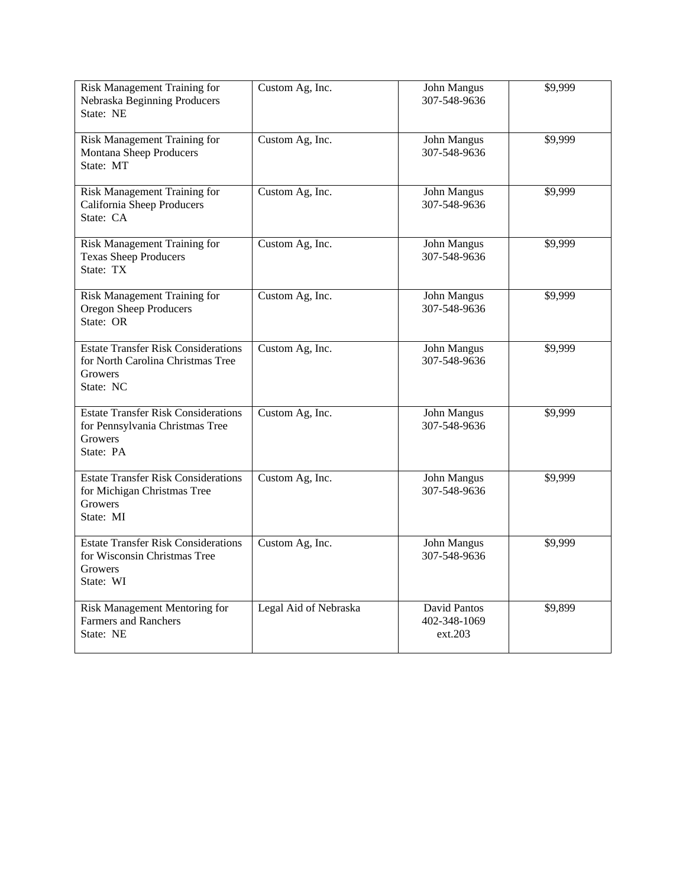| | | | |
|---|---|---|---|
| Risk Management Training for Nebraska Beginning Producers<br>State: NE | Custom Ag, Inc. | John Mangus<br>307-548-9636 | $9,999 |
| Risk Management Training for Montana Sheep Producers<br>State: MT | Custom Ag, Inc. | John Mangus<br>307-548-9636 | $9,999 |
| Risk Management Training for California Sheep Producers<br>State: CA | Custom Ag, Inc. | John Mangus<br>307-548-9636 | $9,999 |
| Risk Management Training for Texas Sheep Producers<br>State: TX | Custom Ag, Inc. | John Mangus<br>307-548-9636 | $9,999 |
| Risk Management Training for Oregon Sheep Producers<br>State: OR | Custom Ag, Inc. | John Mangus<br>307-548-9636 | $9,999 |
| Estate Transfer Risk Considerations for North Carolina Christmas Tree Growers<br>State: NC | Custom Ag, Inc. | John Mangus<br>307-548-9636 | $9,999 |
| Estate Transfer Risk Considerations for Pennsylvania Christmas Tree Growers<br>State: PA | Custom Ag, Inc. | John Mangus<br>307-548-9636 | $9,999 |
| Estate Transfer Risk Considerations for Michigan Christmas Tree Growers<br>State: MI | Custom Ag, Inc. | John Mangus<br>307-548-9636 | $9,999 |
| Estate Transfer Risk Considerations for Wisconsin Christmas Tree Growers<br>State: WI | Custom Ag, Inc. | John Mangus<br>307-548-9636 | $9,999 |
| Risk Management Mentoring for Farmers and Ranchers<br>State: NE | Legal Aid of Nebraska | David Pantos<br>402-348-1069<br>ext.203 | $9,899 |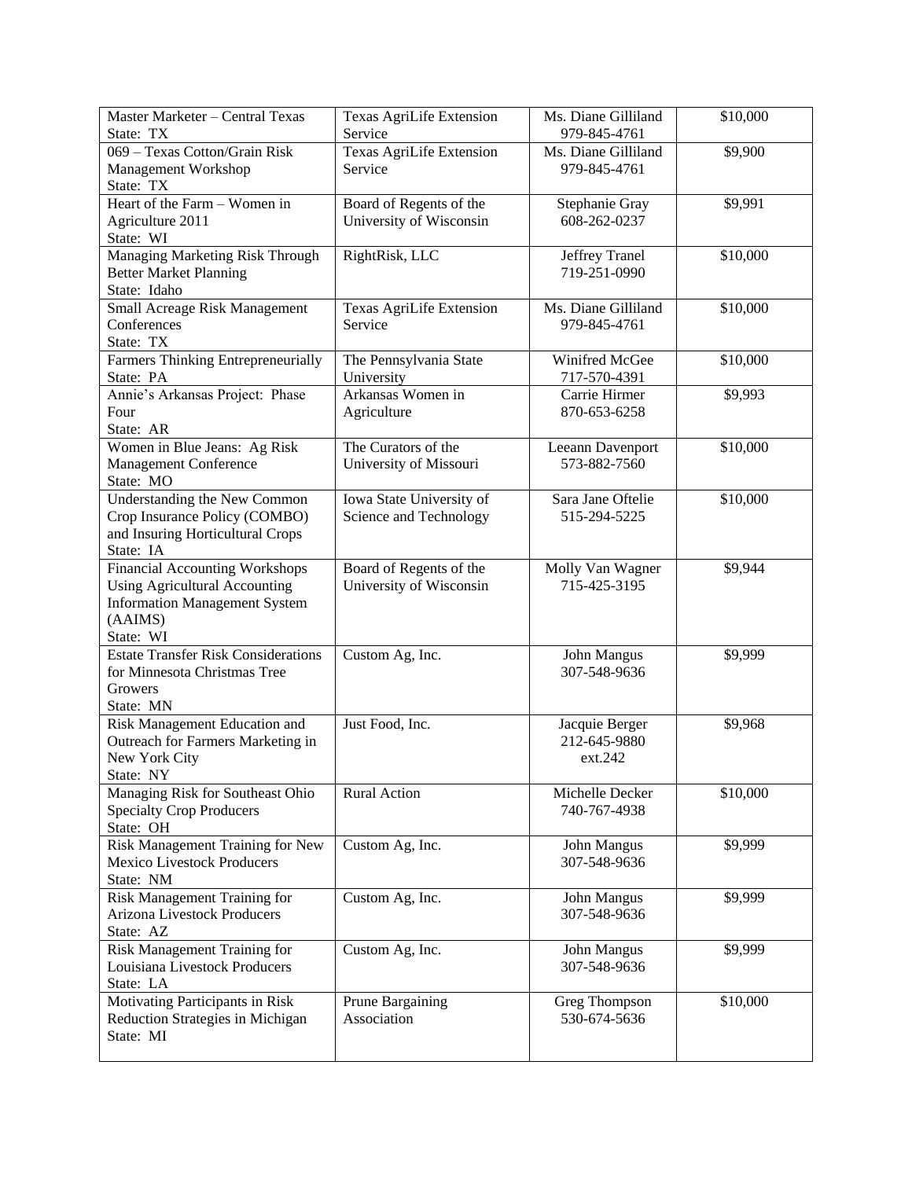| | | | |
|---|---|---|---|
| Master Marketer – Central Texas<br>State: TX | Texas AgriLife Extension Service | Ms. Diane Gilliland<br>979-845-4761 | $10,000 |
| 069 – Texas Cotton/Grain Risk Management Workshop<br>State: TX | Texas AgriLife Extension Service | Ms. Diane Gilliland<br>979-845-4761 | $9,900 |
| Heart of the Farm – Women in Agriculture 2011<br>State: WI | Board of Regents of the University of Wisconsin | Stephanie Gray<br>608-262-0237 | $9,991 |
| Managing Marketing Risk Through Better Market Planning<br>State: Idaho | RightRisk, LLC | Jeffrey Tranel<br>719-251-0990 | $10,000 |
| Small Acreage Risk Management Conferences<br>State: TX | Texas AgriLife Extension Service | Ms. Diane Gilliland<br>979-845-4761 | $10,000 |
| Farmers Thinking Entrepreneurially<br>State: PA | The Pennsylvania State University | Winifred McGee<br>717-570-4391 | $10,000 |
| Annie's Arkansas Project: Phase Four<br>State: AR | Arkansas Women in Agriculture | Carrie Hirmer<br>870-653-6258 | $9,993 |
| Women in Blue Jeans: Ag Risk Management Conference<br>State: MO | The Curators of the University of Missouri | Leeann Davenport<br>573-882-7560 | $10,000 |
| Understanding the New Common Crop Insurance Policy (COMBO) and Insuring Horticultural Crops<br>State: IA | Iowa State University of Science and Technology | Sara Jane Oftelie<br>515-294-5225 | $10,000 |
| Financial Accounting Workshops Using Agricultural Accounting Information Management System (AAIMS)<br>State: WI | Board of Regents of the University of Wisconsin | Molly Van Wagner<br>715-425-3195 | $9,944 |
| Estate Transfer Risk Considerations for Minnesota Christmas Tree Growers<br>State: MN | Custom Ag, Inc. | John Mangus<br>307-548-9636 | $9,999 |
| Risk Management Education and Outreach for Farmers Marketing in New York City<br>State: NY | Just Food, Inc. | Jacquie Berger<br>212-645-9880<br>ext.242 | $9,968 |
| Managing Risk for Southeast Ohio Specialty Crop Producers<br>State: OH | Rural Action | Michelle Decker<br>740-767-4938 | $10,000 |
| Risk Management Training for New Mexico Livestock Producers<br>State: NM | Custom Ag, Inc. | John Mangus<br>307-548-9636 | $9,999 |
| Risk Management Training for Arizona Livestock Producers<br>State: AZ | Custom Ag, Inc. | John Mangus<br>307-548-9636 | $9,999 |
| Risk Management Training for Louisiana Livestock Producers<br>State: LA | Custom Ag, Inc. | John Mangus<br>307-548-9636 | $9,999 |
| Motivating Participants in Risk Reduction Strategies in Michigan<br>State: MI | Prune Bargaining Association | Greg Thompson<br>530-674-5636 | $10,000 |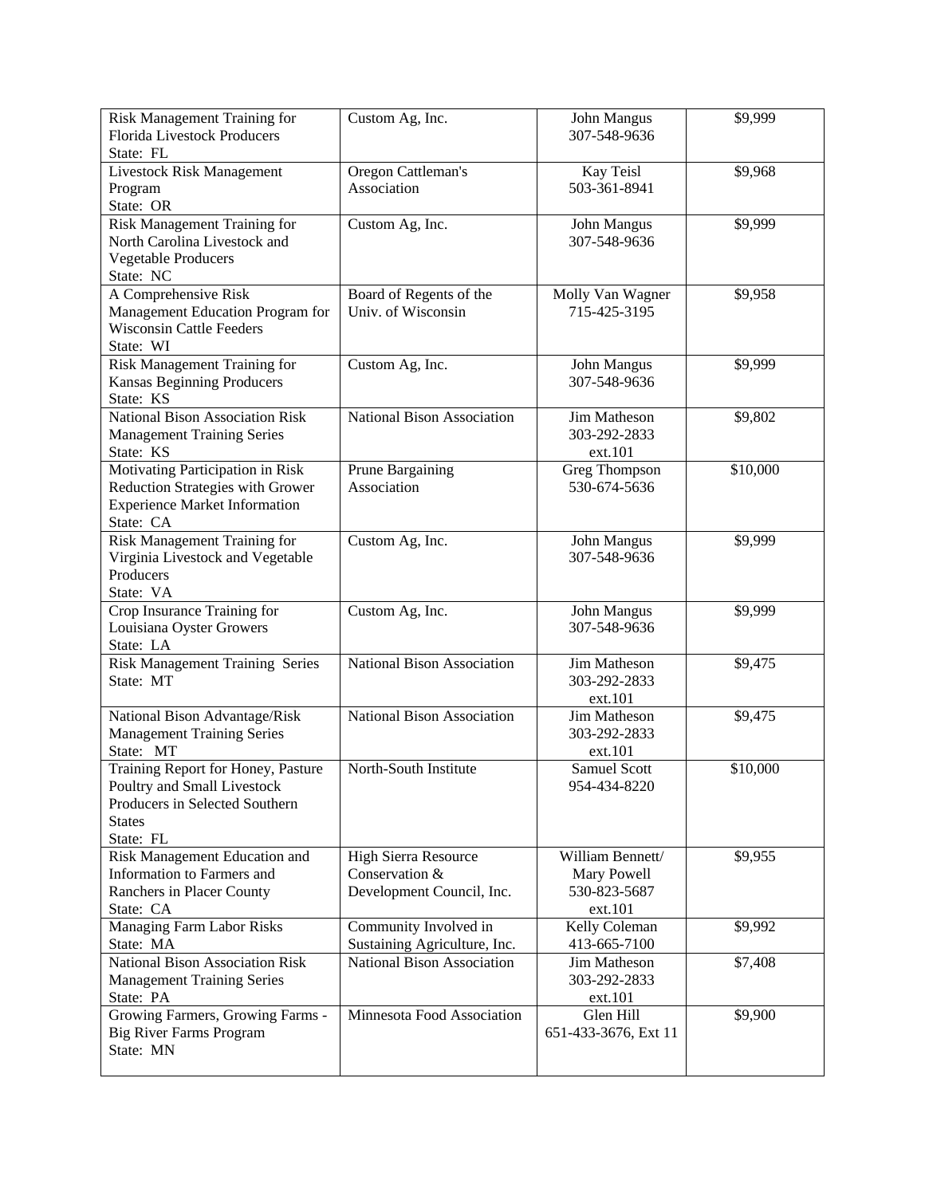| Risk Management Training for Florida Livestock Producers<br>State: FL | Custom Ag, Inc. | John Mangus<br>307-548-9636 | $9,999 |
|---|---|---|---|
| Livestock Risk Management Program<br>State: OR | Oregon Cattleman's Association | Kay Teisl<br>503-361-8941 | $9,968 |
| Risk Management Training for North Carolina Livestock and Vegetable Producers<br>State: NC | Custom Ag, Inc. | John Mangus<br>307-548-9636 | $9,999 |
| A Comprehensive Risk Management Education Program for Wisconsin Cattle Feeders<br>State: WI | Board of Regents of the Univ. of Wisconsin | Molly Van Wagner<br>715-425-3195 | $9,958 |
| Risk Management Training for Kansas Beginning Producers<br>State: KS | Custom Ag, Inc. | John Mangus<br>307-548-9636 | $9,999 |
| National Bison Association Risk Management Training Series<br>State: KS | National Bison Association | Jim Matheson<br>303-292-2833<br>ext.101 | $9,802 |
| Motivating Participation in Risk Reduction Strategies with Grower Experience Market Information<br>State: CA | Prune Bargaining Association | Greg Thompson<br>530-674-5636 | $10,000 |
| Risk Management Training for Virginia Livestock and Vegetable Producers<br>State: VA | Custom Ag, Inc. | John Mangus<br>307-548-9636 | $9,999 |
| Crop Insurance Training for Louisiana Oyster Growers<br>State: LA | Custom Ag, Inc. | John Mangus<br>307-548-9636 | $9,999 |
| Risk Management Training Series<br>State: MT | National Bison Association | Jim Matheson<br>303-292-2833<br>ext.101 | $9,475 |
| National Bison Advantage/Risk Management Training Series<br>State: MT | National Bison Association | Jim Matheson<br>303-292-2833<br>ext.101 | $9,475 |
| Training Report for Honey, Pasture Poultry and Small Livestock Producers in Selected Southern States<br>State: FL | North-South Institute | Samuel Scott<br>954-434-8220 | $10,000 |
| Risk Management Education and Information to Farmers and Ranchers in Placer County<br>State: CA | High Sierra Resource Conservation & Development Council, Inc. | William Bennett/<br>Mary Powell<br>530-823-5687<br>ext.101 | $9,955 |
| Managing Farm Labor Risks<br>State: MA | Community Involved in Sustaining Agriculture, Inc. | Kelly Coleman<br>413-665-7100 | $9,992 |
| National Bison Association Risk Management Training Series<br>State: PA | National Bison Association | Jim Matheson<br>303-292-2833<br>ext.101 | $7,408 |
| Growing Farmers, Growing Farms - Big River Farms Program<br>State: MN | Minnesota Food Association | Glen Hill<br>651-433-3676, Ext 11 | $9,900 |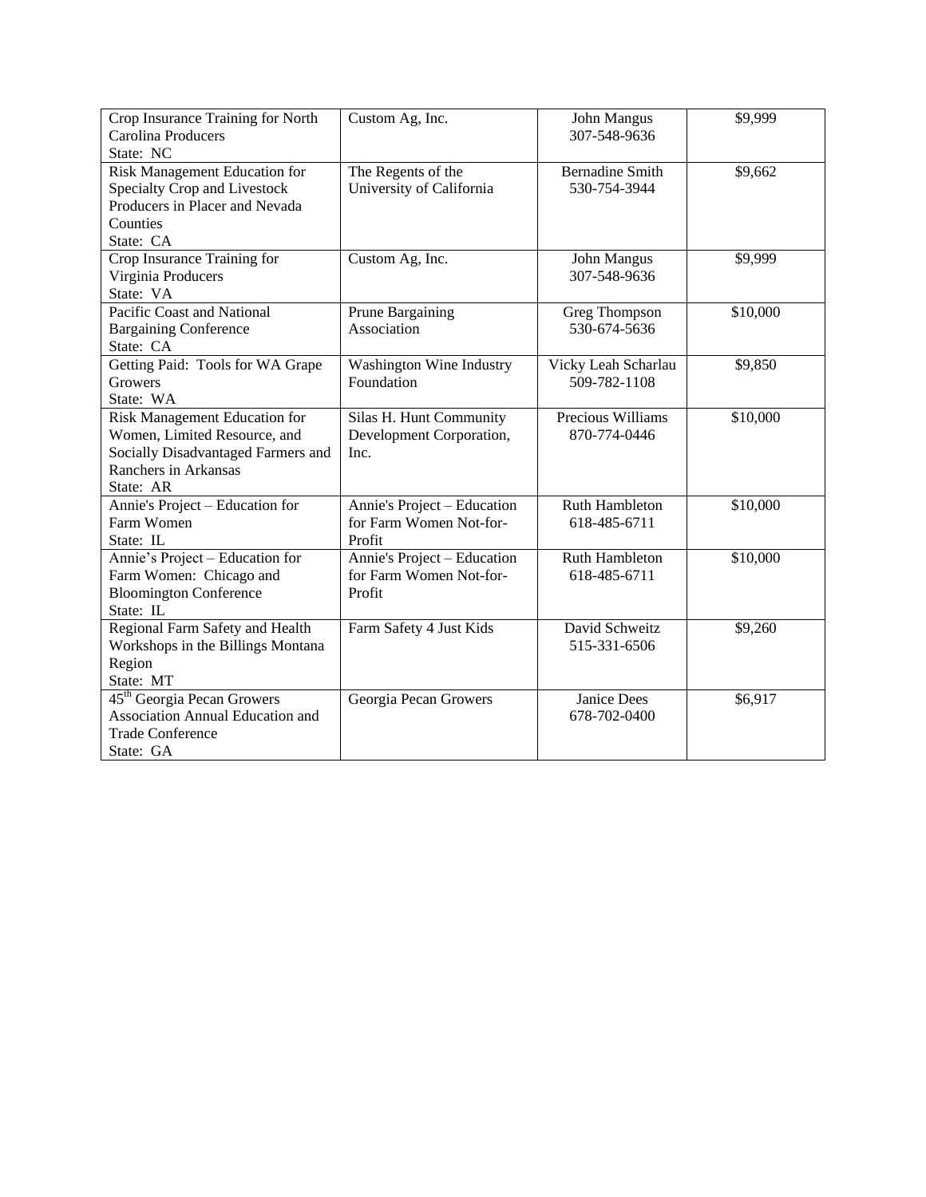| | | | |
|---|---|---|---|
| Crop Insurance Training for North Carolina Producers<br>State: NC | Custom Ag, Inc. | John Mangus<br>307-548-9636 | $9,999 |
| Risk Management Education for Specialty Crop and Livestock Producers in Placer and Nevada Counties<br>State: CA | The Regents of the University of California | Bernadine Smith<br>530-754-3944 | $9,662 |
| Crop Insurance Training for Virginia Producers<br>State: VA | Custom Ag, Inc. | John Mangus<br>307-548-9636 | $9,999 |
| Pacific Coast and National Bargaining Conference<br>State: CA | Prune Bargaining Association | Greg Thompson<br>530-674-5636 | $10,000 |
| Getting Paid: Tools for WA Grape Growers<br>State: WA | Washington Wine Industry Foundation | Vicky Leah Scharlau<br>509-782-1108 | $9,850 |
| Risk Management Education for Women, Limited Resource, and Socially Disadvantaged Farmers and Ranchers in Arkansas<br>State: AR | Silas H. Hunt Community Development Corporation, Inc. | Precious Williams<br>870-774-0446 | $10,000 |
| Annie's Project – Education for Farm Women<br>State: IL | Annie's Project – Education for Farm Women Not-for-Profit | Ruth Hambleton<br>618-485-6711 | $10,000 |
| Annie's Project – Education for Farm Women: Chicago and Bloomington Conference<br>State: IL | Annie's Project – Education for Farm Women Not-for-Profit | Ruth Hambleton<br>618-485-6711 | $10,000 |
| Regional Farm Safety and Health Workshops in the Billings Montana Region<br>State: MT | Farm Safety 4 Just Kids | David Schweitz<br>515-331-6506 | $9,260 |
| 45th Georgia Pecan Growers Association Annual Education and Trade Conference<br>State: GA | Georgia Pecan Growers | Janice Dees<br>678-702-0400 | $6,917 |